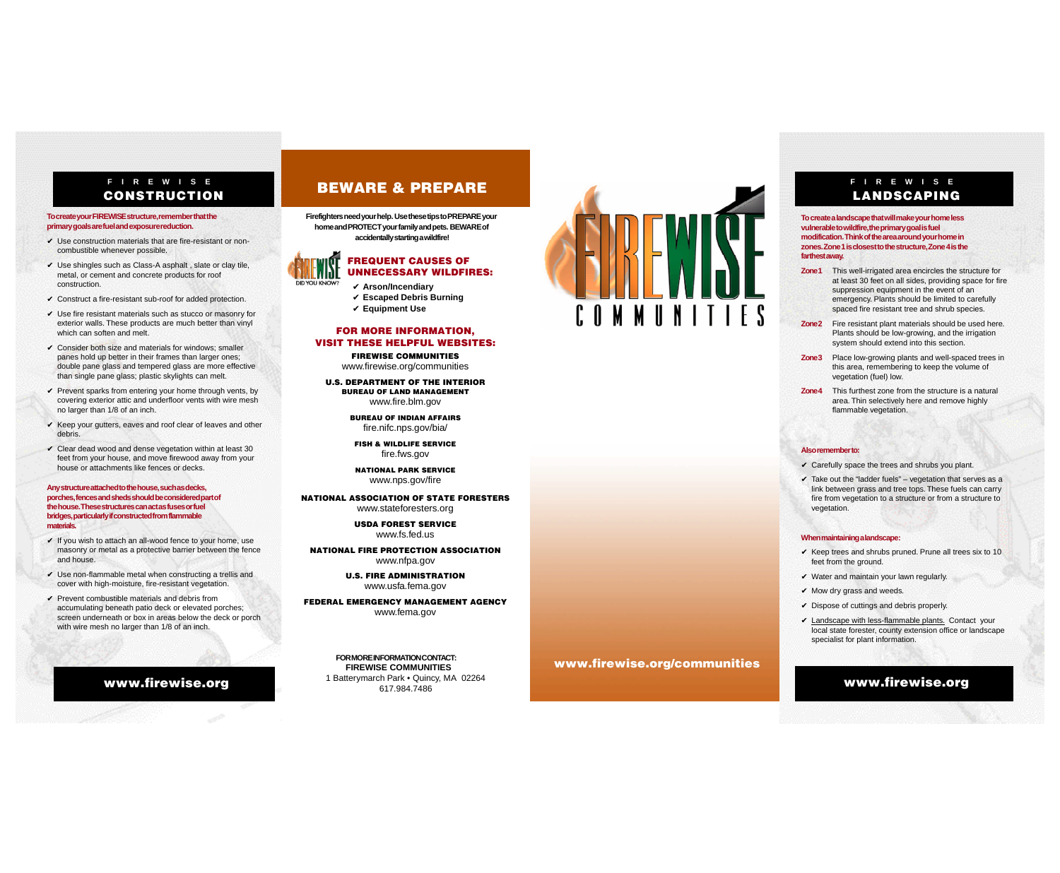# FIREWISE CONSTRUCTION

**To create your FIREWISE structure, remember that the primary goals are fuel and exposure reduction.**

- ✔ Use construction materials that are fire-resistant or non-combustible whenever possible.
- ✔ Use shingles such as Class-A asphalt , slate or clay tile, metal, or cement and concrete products for roof construction.
- ✔ Construct a fire-resistant sub-roof for added protection.
- ✔ Use fire resistant materials such as stucco or masonry for exterior walls. These products are much better than vinyl which can soften and melt.
- ✔ Consider both size and materials for windows; smaller panes hold up better in their frames than larger ones; double pane glass and tempered glass are more effective than single pane glass; plastic skylights can melt.
- ✔ Prevent sparks from entering your home through vents, by covering exterior attic and underfloor vents with wire mesh no larger than 1/8 of an inch.
- ✔ Keep your gutters, eaves and roof clear of leaves and other debris.
- ✔ Clear dead wood and dense vegetation within at least 30 feet from your house, and move firewood away from your house or attachments like fences or decks.

**Any structure attached to the house, such as decks, porches, fences and sheds should be considered part of the house. These structures can act as fuses or fuel bridges, particularly if constructed from flammable materials.**

- ✔ If you wish to attach an all-wood fence to your home, use masonry or metal as a protective barrier between the fence and house.
- ✔ Use non-flammable metal when constructing a trellis and cover with high-moisture, fire-resistant vegetation.
- ✔ Prevent combustible materials and debris from accumulating beneath patio deck or elevated porches; screen underneath or box in areas below the deck or porch with wire mesh no larger than 1/8 of an inch.

**www.firewise.org**

# BEWARE & PREPARE

**Firefighters need your help. Use these tips to PREPARE your home and PROTECT your family and pets. BEWARE of accidentally starting a wildfire!**

FIREWISE DID YOU KNOW?

## FREQUENT CAUSES OF UNNECESSARY WILDFIRES:

- ✔ **Arson/Incendiary**
- ✔ **Escaped Debris Burning**
- ✔ **Equipment Use**

## FOR MORE INFORMATION, VISIT THESE HELPFUL WEBSITES:

**FIREWISE COMMUNITIES**
www.firewise.org/communities

**U.S. DEPARTMENT OF THE INTERIOR**
**BUREAU OF LAND MANAGEMENT**
www.fire.blm.gov

**BUREAU OF INDIAN AFFAIRS**
fire.nifc.nps.gov/bia/

**FISH & WILDLIFE SERVICE**
fire.fws.gov

**NATIONAL PARK SERVICE**
www.nps.gov/fire

**NATIONAL ASSOCIATION OF STATE FORESTERS**
www.stateforesters.org

**USDA FOREST SERVICE**
www.fs.fed.us

**NATIONAL FIRE PROTECTION ASSOCIATION**
www.nfpa.gov

**U.S. FIRE ADMINISTRATION**
www.usfa.fema.gov

**FEDERAL EMERGENCY MANAGEMENT AGENCY**
www.fema.gov

**FOR MORE INFORMATION CONTACT:**
**FIREWISE COMMUNITIES**
1 Batterymarch Park • Quincy, MA 02264
617.984.7486

# FIREWISE COMMUNITIES

**www.firewise.org/communities**

# FIREWISE LANDSCAPING

**To create a landscape that will make your home less vulnerable to wildfire, the primary goal is fuel modification. Think of the area around your home in zones. Zone 1 is closest to the structure, Zone 4 is the farthest away.**

**Zone 1** This well-irrigated area encircles the structure for at least 30 feet on all sides, providing space for fire suppression equipment in the event of an emergency. Plants should be limited to carefully spaced fire resistant tree and shrub species.

**Zone 2** Fire resistant plant materials should be used here. Plants should be low-growing, and the irrigation system should extend into this section.

**Zone 3** Place low-growing plants and well-spaced trees in this area, remembering to keep the volume of vegetation (fuel) low.

**Zone 4** This furthest zone from the structure is a natural area. Thin selectively here and remove highly flammable vegetation.

**Also remember to:**

- ✔ Carefully space the trees and shrubs you plant.
- ✔ Take out the "ladder fuels" – vegetation that serves as a link between grass and tree tops. These fuels can carry fire from vegetation to a structure or from a structure to vegetation.

**When maintaining a landscape:**

- ✔ Keep trees and shrubs pruned. Prune all trees six to 10 feet from the ground.
- ✔ Water and maintain your lawn regularly.
- ✔ Mow dry grass and weeds.
- ✔ Dispose of cuttings and debris properly.
- ✔ Landscape with less-flammable plants. Contact your local state forester, county extension office or landscape specialist for plant information.

**www.firewise.org**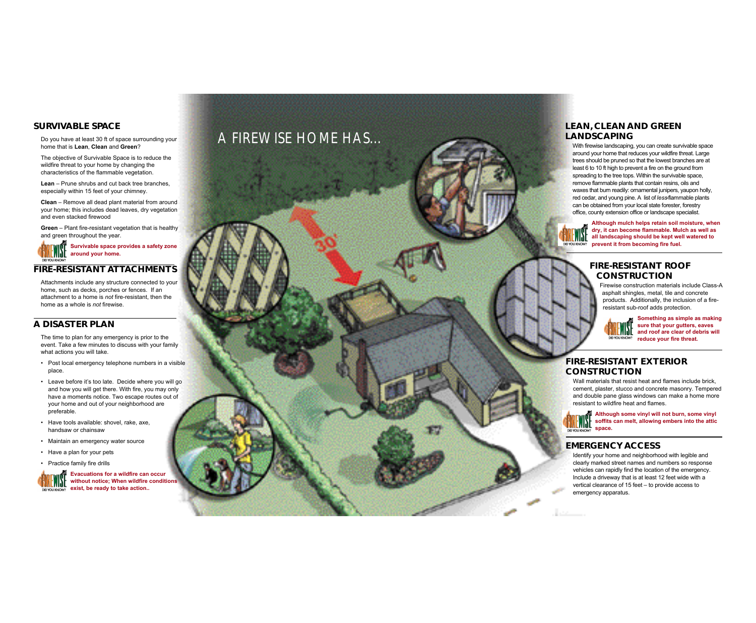## SURVIVABLE SPACE

Do you have at least 30 ft of space surrounding your home that is **Lean**, **Clean** and **Green**?

The objective of Survivable Space is to reduce the wildfire threat to your home by changing the characteristics of the flammable vegetation.

**Lean** – Prune shrubs and cut back tree branches, especially within 15 feet of your chimney.

**Clean** – Remove all dead plant material from around your home; this includes dead leaves, dry vegetation and even stacked firewood

**Green** – Plant fire-resistant vegetation that is healthy and green throughout the year.

FIREWISE DID YOU KNOW? **Survivable space provides a safety zone around your home.**

## FIRE-RESISTANT ATTACHMENTS

Attachments include any structure connected to your home, such as decks, porches or fences. If an attachment to a home is *not* fire-resistant, then the home as a whole is *not* firewise.

## A DISASTER PLAN

The time to plan for any emergency is prior to the event. Take a few minutes to discuss with your family what actions you will take.

- Post local emergency telephone numbers in a visible place.
- Leave before it's too late. Decide where you will go and how you will get there. With fire, you may only have a moments notice. Two escape routes out of your home and out of your neighborhood are preferable.
- Have tools available: shovel, rake, axe, handsaw or chainsaw
- Maintain an emergency water source
- Have a plan for your pets
- Practice family fire drills

FIREWISE DID YOU KNOW? **Evacuations for a wildfire can occur without notice; When wildfire conditions exist, be ready to take action..**

# A FIREWISE HOME HAS...

30'

## LEAN, CLEAN AND GREEN LANDSCAPING

With firewise landscaping, you can create survivable space around your home that reduces your wildfire threat. Large trees should be pruned so that the lowest branches are at least 6 to 10 ft high to prevent a fire on the ground from spreading to the tree tops. Within the survivable space, remove flammable plants that contain resins, oils and waxes that burn readily: ornamental junipers, yaupon holly, red cedar, and young pine. A list of *less*-flammable plants can be obtained from your local state forester, forestry office, county extension office or landscape specialist.

FIREWISE DID YOU KNOW? **Although mulch helps retain soil moisture, when dry, it can become flammable. Mulch as well as all landscaping should be kept well watered to prevent it from becoming fire fuel.**

## FIRE-RESISTANT ROOF CONSTRUCTION

Firewise construction materials include Class-A asphalt shingles, metal, tile and concrete products. Additionally, the inclusion of a fire-resistant sub-roof adds protection.

FIREWISE DID YOU KNOW? **Something as simple as making sure that your gutters, eaves and roof are clear of debris will reduce your fire threat.**

## FIRE-RESISTANT EXTERIOR CONSTRUCTION

Wall materials that resist heat and flames include brick, cement, plaster, stucco and concrete masonry. Tempered and double pane glass windows can make a home more resistant to wildfire heat and flames.

FIREWISE DID YOU KNOW? **Although some vinyl will not burn, some vinyl soffits can melt, allowing embers into the attic space.**

## EMERGENCY ACCESS

Identify your home and neighborhood with legible and clearly marked street names and numbers so response vehicles can rapidly find the location of the emergency. Include a driveway that is at least 12 feet wide with a vertical clearance of 15 feet – to provide access to emergency apparatus.